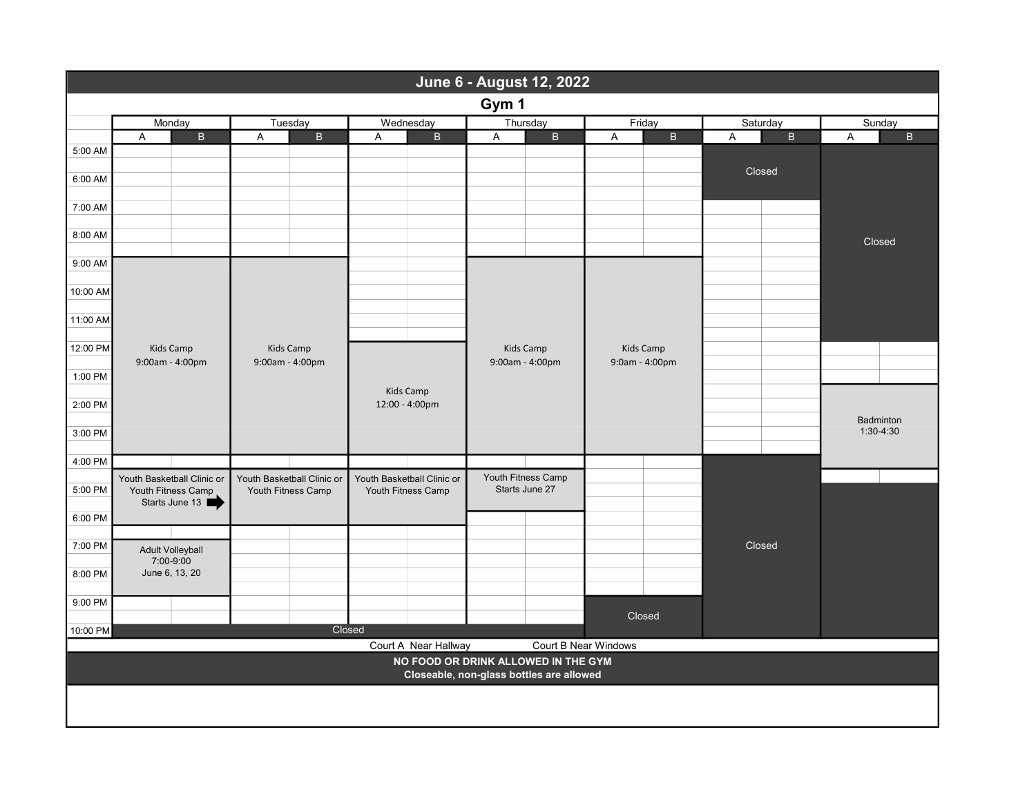# June 6 - August 12, 2022

## Gym 1

| Time | Monday | Tuesday | Wednesday | Thursday | Friday | Saturday | Sunday |
|---|---|---|---|---|---|---|---|
| 5:00 AM | | | | | | Closed | Closed |
| 6:00 AM | | | | | | Closed | Closed |
| 7:00 AM | | | | | | | Closed |
| 8:00 AM | | | | | | | Closed |
| 9:00 AM | Kids Camp 9:00am - 4:00pm | Kids Camp 9:00am - 4:00pm | | Kids Camp 9:00am - 4:00pm | Kids Camp 9:0am - 4:00pm | | Closed |
| 10:00 AM | Kids Camp | Kids Camp | | Kids Camp | Kids Camp | | Closed |
| 11:00 AM | Kids Camp | Kids Camp | | Kids Camp | Kids Camp | | Closed |
| 12:00 PM | Kids Camp | Kids Camp | Kids Camp 12:00 - 4:00pm | Kids Camp | Kids Camp | | |
| 1:00 PM | Kids Camp | Kids Camp | Kids Camp | Kids Camp | Kids Camp | | Badminton 1:30-4:30 |
| 2:00 PM | Kids Camp | Kids Camp | Kids Camp | Kids Camp | Kids Camp | | Badminton |
| 3:00 PM | Kids Camp | Kids Camp | Kids Camp | Kids Camp | Kids Camp | | Badminton |
| 4:00 PM | | | | | | Closed | Badminton |
| 5:00 PM | Youth Basketball Clinic or Youth Fitness Camp Starts June 13 ➡ | Youth Basketball Clinic or Youth Fitness Camp | Youth Basketball Clinic or Youth Fitness Camp | Youth Fitness Camp Starts June 27 | | Closed | Closed |
| 6:00 PM | | | | | | Closed | Closed |
| 7:00 PM | Adult Volleyball 7:00-9:00 June 6, 13, 20 | | | | | Closed | Closed |
| 8:00 PM | Adult Volleyball | | | | | Closed | Closed |
| 9:00 PM | | | | | Closed | Closed | Closed |
| 10:00 PM | Closed | Closed | Closed | Closed | Closed | Closed | Closed |

Each day is divided into Court A and Court B.

Court A Near Hallway Court B Near Windows

**NO FOOD OR DRINK ALLOWED IN THE GYM**
**Closeable, non-glass bottles are allowed**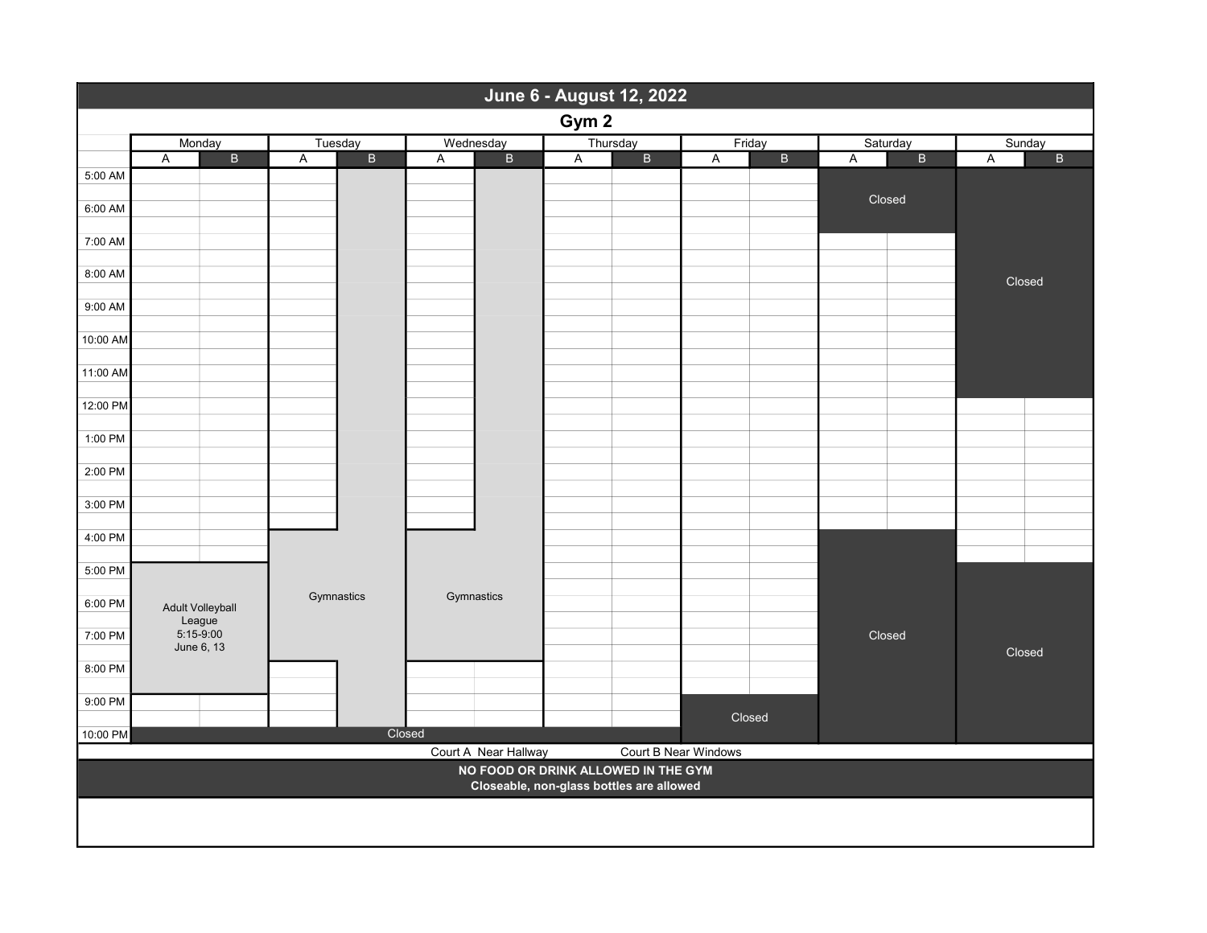# June 6 - August 12, 2022

## Gym 2

| | Monday A | Monday B | Tuesday A | Tuesday B | Wednesday A | Wednesday B | Thursday A | Thursday B | Friday A | Friday B | Saturday A | Saturday B | Sunday A | Sunday B |
|---|---|---|---|---|---|---|---|---|---|---|---|---|---|---|
| 5:00 AM | | | | Gymnastics | | Gymnastics | | | | | Closed | Closed | Closed | Closed |
| 6:00 AM | | | | Gymnastics | | Gymnastics | | | | | Closed | Closed | Closed | Closed |
| 7:00 AM | | | | Gymnastics | | Gymnastics | | | | | | | Closed | Closed |
| 8:00 AM | | | | Gymnastics | | Gymnastics | | | | | | | Closed | Closed |
| 9:00 AM | | | | Gymnastics | | Gymnastics | | | | | | | Closed | Closed |
| 10:00 AM | | | | Gymnastics | | Gymnastics | | | | | | | Closed | Closed |
| 11:00 AM | | | | Gymnastics | | Gymnastics | | | | | | | Closed | Closed |
| 12:00 PM | | | | Gymnastics | | Gymnastics | | | | | | | | |
| 1:00 PM | | | | Gymnastics | | Gymnastics | | | | | | | | |
| 2:00 PM | | | | Gymnastics | | Gymnastics | | | | | | | | |
| 3:00 PM | | | | Gymnastics | | Gymnastics | | | | | | | | |
| 4:00 PM | | | Gymnastics | Gymnastics | Gymnastics | Gymnastics | | | | | Closed | Closed | | |
| 5:00 PM | Adult Volleyball League 5:15-9:00 June 6, 13 | Adult Volleyball League 5:15-9:00 June 6, 13 | Gymnastics | Gymnastics | Gymnastics | Gymnastics | | | | | Closed | Closed | Closed | Closed |
| 6:00 PM | Adult Volleyball League | Adult Volleyball League | Gymnastics | Gymnastics | Gymnastics | Gymnastics | | | | | Closed | Closed | Closed | Closed |
| 7:00 PM | Adult Volleyball League | Adult Volleyball League | Gymnastics | Gymnastics | Gymnastics | Gymnastics | | | | | Closed | Closed | Closed | Closed |
| 8:00 PM | Adult Volleyball League | Adult Volleyball League | | Gymnastics | | | | | | | Closed | Closed | Closed | Closed |
| 9:00 PM | | | | Gymnastics | | | | | Closed | Closed | Closed | Closed | Closed | Closed |
| 10:00 PM | Closed | Closed | Closed | Closed | Closed | Closed | Closed | Closed | Closed | Closed | Closed | Closed | Closed | Closed |

Court A Near Hallway    Court B Near Windows

**NO FOOD OR DRINK ALLOWED IN THE GYM**
**Closeable, non-glass bottles are allowed**